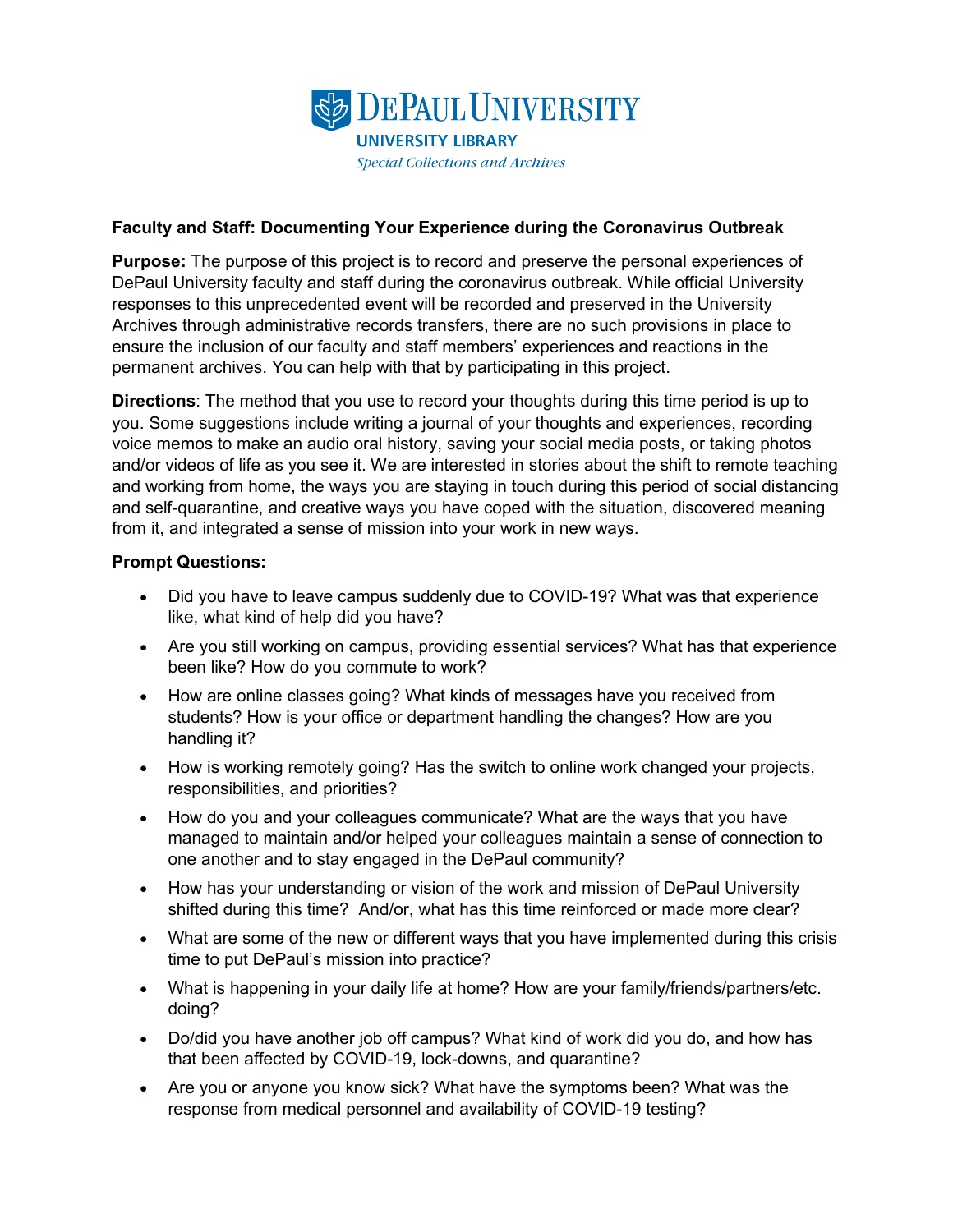DePaul University
University Library
*Special Collections and Archives*

**Faculty and Staff: Documenting Your Experience during the Coronavirus Outbreak**

**Purpose:** The purpose of this project is to record and preserve the personal experiences of DePaul University faculty and staff during the coronavirus outbreak. While official University responses to this unprecedented event will be recorded and preserved in the University Archives through administrative records transfers, there are no such provisions in place to ensure the inclusion of our faculty and staff members' experiences and reactions in the permanent archives. You can help with that by participating in this project.

**Directions**: The method that you use to record your thoughts during this time period is up to you. Some suggestions include writing a journal of your thoughts and experiences, recording voice memos to make an audio oral history, saving your social media posts, or taking photos and/or videos of life as you see it. We are interested in stories about the shift to remote teaching and working from home, the ways you are staying in touch during this period of social distancing and self-quarantine, and creative ways you have coped with the situation, discovered meaning from it, and integrated a sense of mission into your work in new ways.

**Prompt Questions:**

- Did you have to leave campus suddenly due to COVID-19? What was that experience like, what kind of help did you have?
- Are you still working on campus, providing essential services? What has that experience been like? How do you commute to work?
- How are online classes going? What kinds of messages have you received from students? How is your office or department handling the changes? How are you handling it?
- How is working remotely going? Has the switch to online work changed your projects, responsibilities, and priorities?
- How do you and your colleagues communicate? What are the ways that you have managed to maintain and/or helped your colleagues maintain a sense of connection to one another and to stay engaged in the DePaul community?
- How has your understanding or vision of the work and mission of DePaul University shifted during this time? And/or, what has this time reinforced or made more clear?
- What are some of the new or different ways that you have implemented during this crisis time to put DePaul's mission into practice?
- What is happening in your daily life at home? How are your family/friends/partners/etc. doing?
- Do/did you have another job off campus? What kind of work did you do, and how has that been affected by COVID-19, lock-downs, and quarantine?
- Are you or anyone you know sick? What have the symptoms been? What was the response from medical personnel and availability of COVID-19 testing?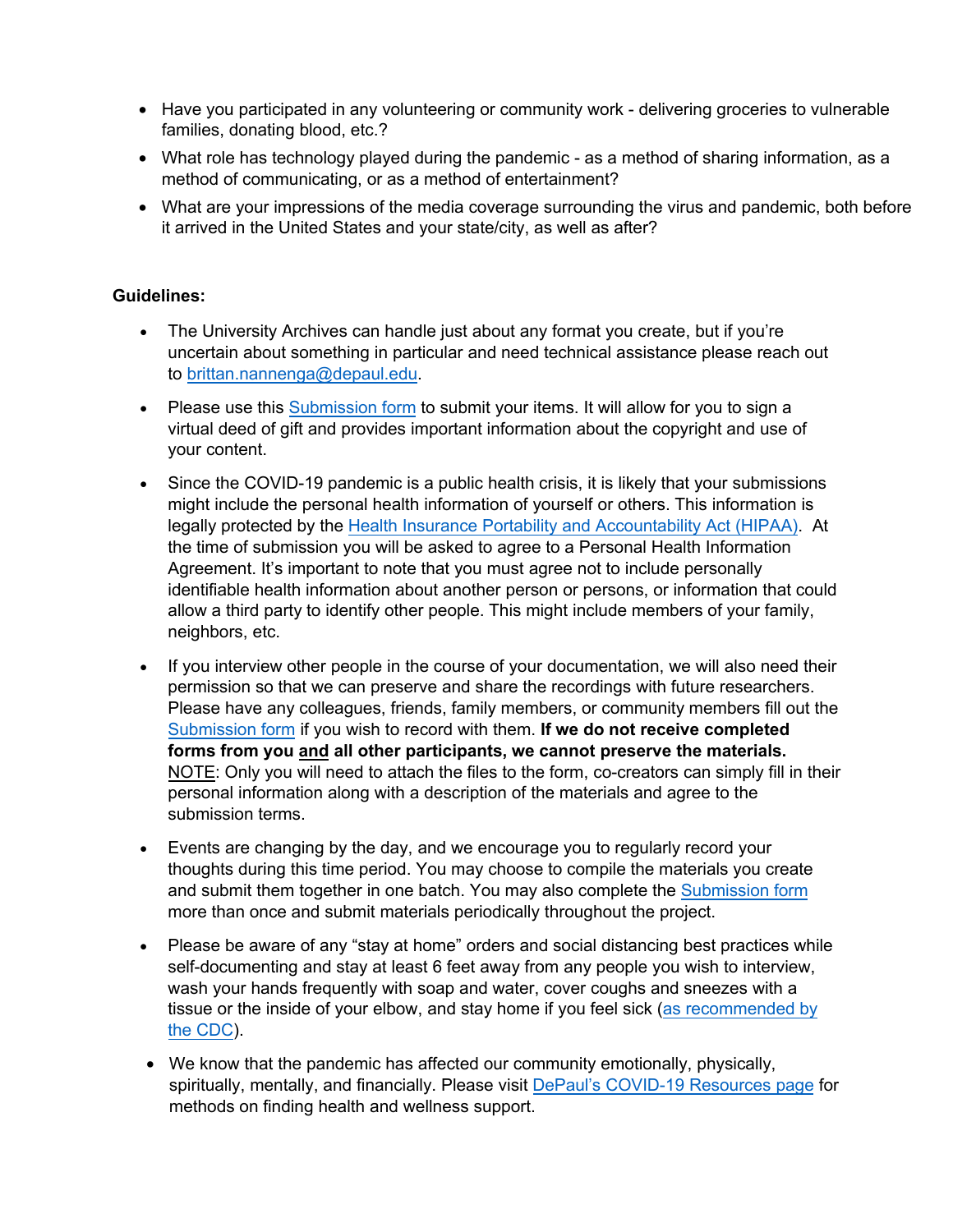- Have you participated in any volunteering or community work - delivering groceries to vulnerable families, donating blood, etc.?
- What role has technology played during the pandemic - as a method of sharing information, as a method of communicating, or as a method of entertainment?
- What are your impressions of the media coverage surrounding the virus and pandemic, both before it arrived in the United States and your state/city, as well as after?

**Guidelines:**

- The University Archives can handle just about any format you create, but if you're uncertain about something in particular and need technical assistance please reach out to brittan.nannenga@depaul.edu.
- Please use this Submission form to submit your items. It will allow for you to sign a virtual deed of gift and provides important information about the copyright and use of your content.
- Since the COVID-19 pandemic is a public health crisis, it is likely that your submissions might include the personal health information of yourself or others. This information is legally protected by the Health Insurance Portability and Accountability Act (HIPAA). At the time of submission you will be asked to agree to a Personal Health Information Agreement. It's important to note that you must agree not to include personally identifiable health information about another person or persons, or information that could allow a third party to identify other people. This might include members of your family, neighbors, etc.
- If you interview other people in the course of your documentation, we will also need their permission so that we can preserve and share the recordings with future researchers. Please have any colleagues, friends, family members, or community members fill out the Submission form if you wish to record with them. **If we do not receive completed forms from you and all other participants, we cannot preserve the materials.** NOTE: Only you will need to attach the files to the form, co-creators can simply fill in their personal information along with a description of the materials and agree to the submission terms.
- Events are changing by the day, and we encourage you to regularly record your thoughts during this time period. You may choose to compile the materials you create and submit them together in one batch. You may also complete the Submission form more than once and submit materials periodically throughout the project.
- Please be aware of any "stay at home" orders and social distancing best practices while self-documenting and stay at least 6 feet away from any people you wish to interview, wash your hands frequently with soap and water, cover coughs and sneezes with a tissue or the inside of your elbow, and stay home if you feel sick (as recommended by the CDC).
- We know that the pandemic has affected our community emotionally, physically, spiritually, mentally, and financially. Please visit DePaul's COVID-19 Resources page for methods on finding health and wellness support.